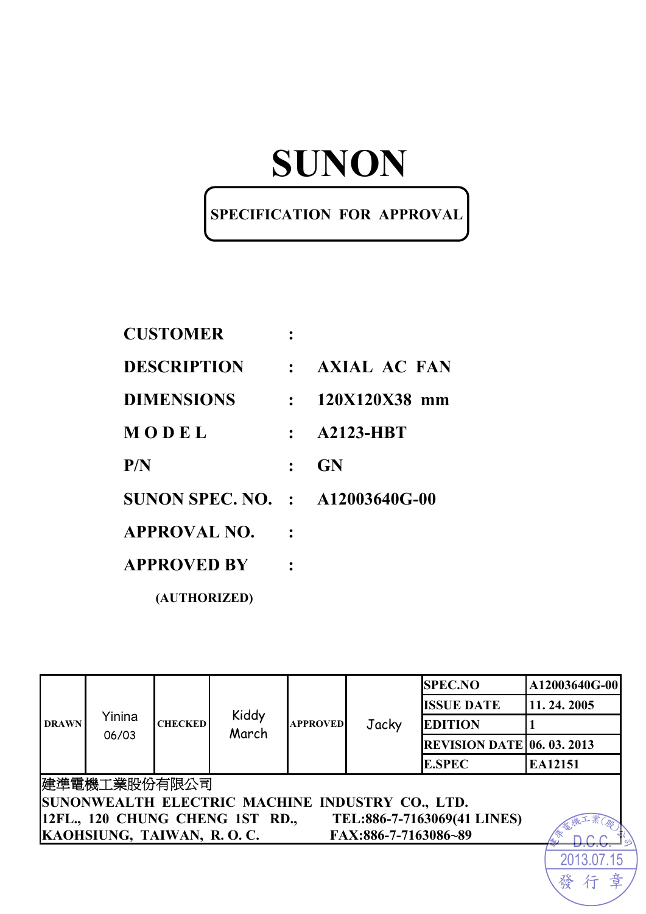# SUNON

## SPECIFICATION FOR APPROVAL

**CUSTOMER** :

**DESCRIPTION** : **AXIAL AC FAN**

**DIMENSIONS** : **120X120X38 mm**

**M O D E L** : **A2123-HBT**

**P/N** : **GN**

**SUNON SPEC. NO.** : **A12003640G-00**

**APPROVAL NO.** :

**APPROVED BY** :

**(AUTHORIZED)**

| DRAWN | Yinina 06/03 | CHECKED | Kiddy March | APPROVED | Jacky | SPEC.NO | A12003640G-00 |
|---|---|---|---|---|---|---|---|
| | | | | | | ISSUE DATE | 11. 24. 2005 |
| | | | | | | EDITION | 1 |
| | | | | | | REVISION DATE | 06. 03. 2013 |
| | | | | | | E.SPEC | EA12151 |

建準電機工業股份有限公司
**SUNONWEALTH ELECTRIC MACHINE INDUSTRY CO., LTD.**
**12FL., 120 CHUNG CHENG 1ST RD., TEL:886-7-7163069(41 LINES)**
**KAOHSIUNG, TAIWAN, R. O. C. FAX:886-7-7163086~89**

建準電機工業(股)公司 D.C.C. 2013.07.15 發行章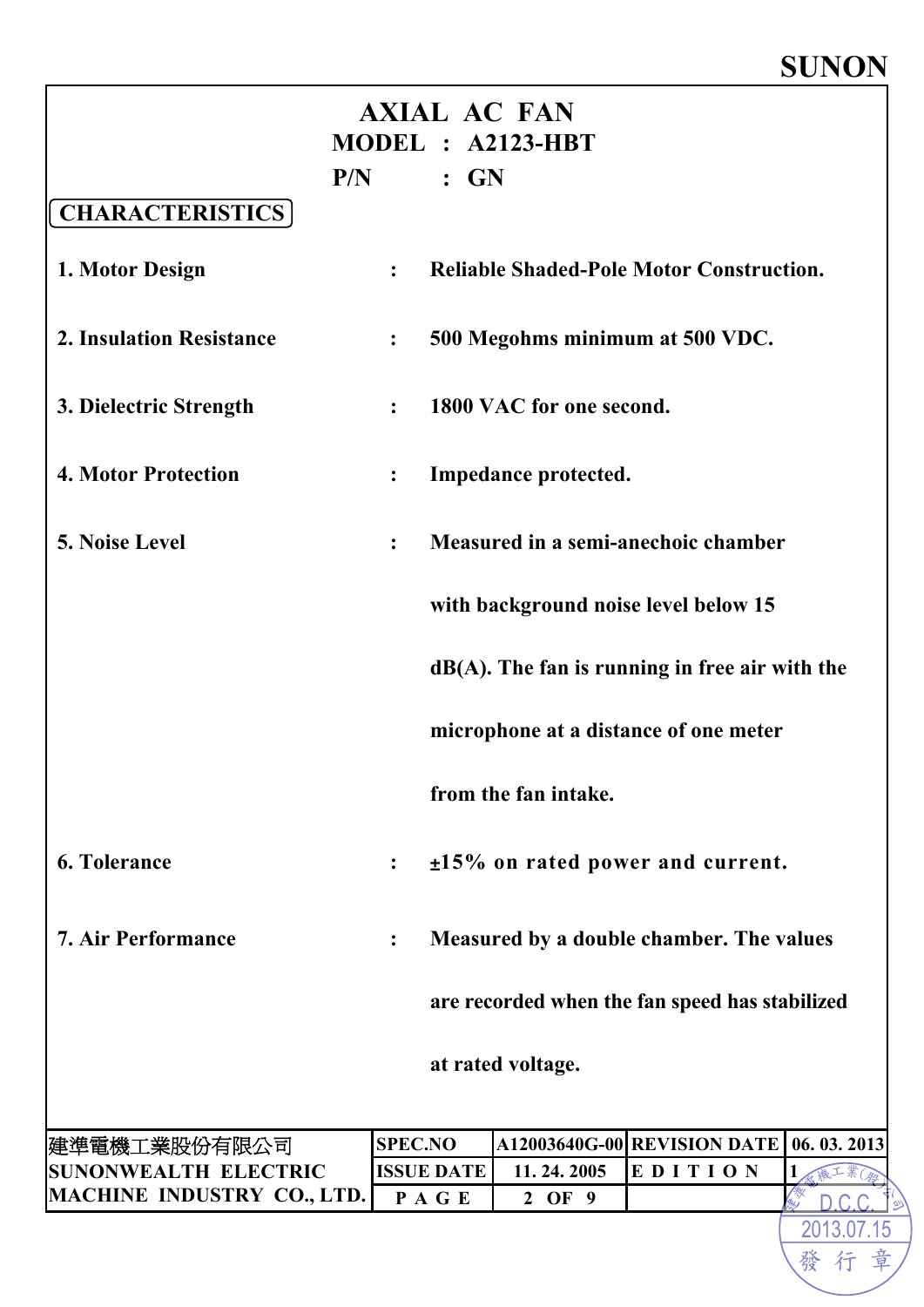# AXIAL AC FAN

**MODEL : A2123-HBT**

**P/N : GN**

## CHARACTERISTICS

1. **Motor Design** : Reliable Shaded-Pole Motor Construction.

2. **Insulation Resistance** : 500 Megohms minimum at 500 VDC.

3. **Dielectric Strength** : 1800 VAC for one second.

4. **Motor Protection** : Impedance protected.

5. **Noise Level** : Measured in a semi-anechoic chamber with background noise level below 15 dB(A). The fan is running in free air with the microphone at a distance of one meter from the fan intake.

6. **Tolerance** : ±15% on rated power and current.

7. **Air Performance** : Measured by a double chamber. The values are recorded when the fan speed has stabilized at rated voltage.

| 建準電機工業股份有限公司 SUNONWEALTH ELECTRIC MACHINE INDUSTRY CO., LTD. | SPEC.NO | A12003640G-00 | REVISION DATE | 06. 03. 2013 |
|---|---|---|---|---|
| | ISSUE DATE | 11. 24. 2005 | EDITION | 1 |
| | PAGE | 2 OF 9 | | |

建準電機工業(股)公司 D.C.C. 2013.07.15 發行章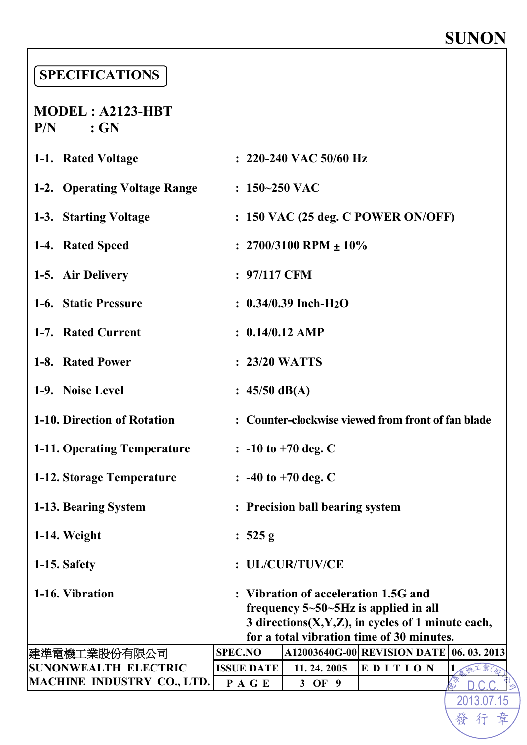**SUNON**

# SPECIFICATIONS

**MODEL : A2123-HBT**
**P/N : GN**

| | | |
|---|---|---|
| 1-1. | Rated Voltage | : 220-240 VAC 50/60 Hz |
| 1-2. | Operating Voltage Range | : 150~250 VAC |
| 1-3. | Starting Voltage | : 150 VAC (25 deg. C POWER ON/OFF) |
| 1-4. | Rated Speed | : 2700/3100 RPM ± 10% |
| 1-5. | Air Delivery | : 97/117 CFM |
| 1-6. | Static Pressure | : 0.34/0.39 Inch-$H_2O$ |
| 1-7. | Rated Current | : 0.14/0.12 AMP |
| 1-8. | Rated Power | : 23/20 WATTS |
| 1-9. | Noise Level | : 45/50 dB(A) |
| 1-10. | Direction of Rotation | : Counter-clockwise viewed from front of fan blade |
| 1-11. | Operating Temperature | : -10 to +70 deg. C |
| 1-12. | Storage Temperature | : -40 to +70 deg. C |
| 1-13. | Bearing System | : Precision ball bearing system |
| 1-14. | Weight | : 525 g |
| 1-15. | Safety | : UL/CUR/TUV/CE |
| 1-16. | Vibration | : Vibration of acceleration 1.5G and frequency 5~50~5Hz is applied in all 3 directions(X,Y,Z), in cycles of 1 minute each, for a total vibration time of 30 minutes. |

| 建準電機工業股份有限公司 SUNONWEALTH ELECTRIC MACHINE INDUSTRY CO., LTD. | SPEC.NO | A12003640G-00 | REVISION DATE | 06. 03. 2013 |
|---|---|---|---|---|
| | ISSUE DATE | 11. 24. 2005 | EDITION | 1 |
| | PAGE | 3 OF 9 | | |

建準電機工業(股)公司 D.C.C. 2013.07.15 發行章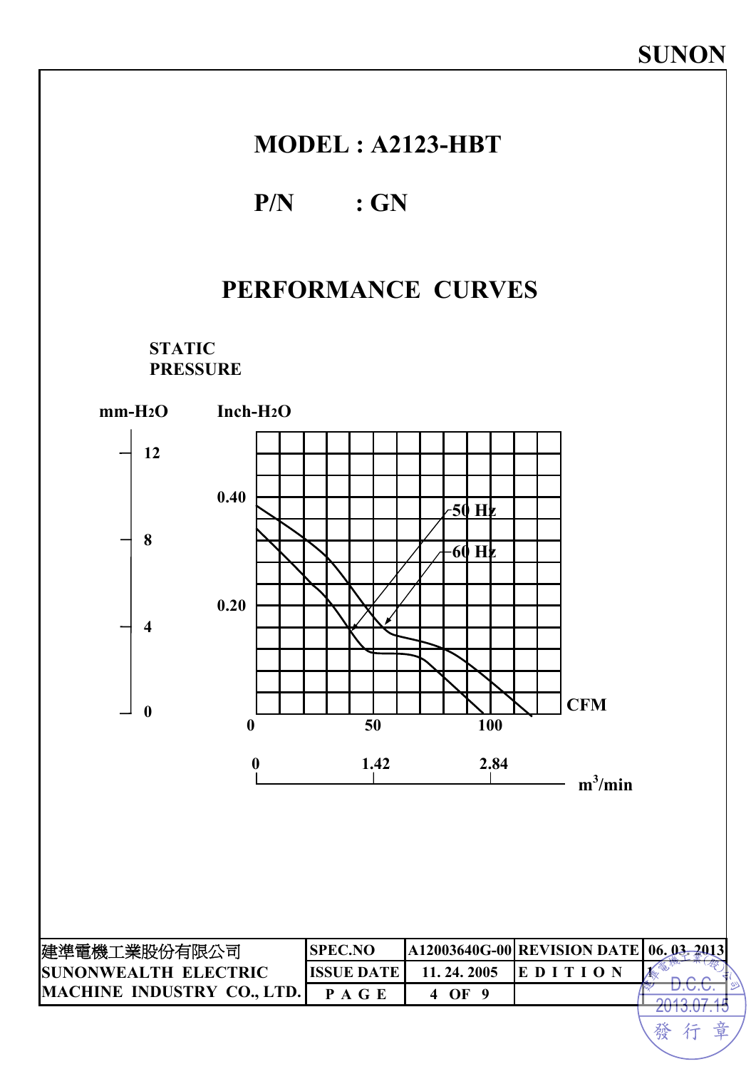SUNON

# MODEL : A2123-HBT

## P/N : GN

## PERFORMANCE CURVES

STATIC PRESSURE

mm-$H_2O$ | Inch-$H_2O$

12

0.40 | 8

0.20 | 4

0 | 0

50 Hz

60 Hz

CFM: 0, 50, 100

$m^3$/min: 0, 1.42, 2.84

| 建準電機工業股份有限公司 SUNONWEALTH ELECTRIC MACHINE INDUSTRY CO., LTD. | SPEC.NO | A12003640G-00 | REVISION DATE | 06. 03. 2013 |
|---|---|---|---|---|
| | ISSUE DATE | 11. 24. 2005 | E D I T I O N | 1 |
| | P A G E | 4 OF 9 | | |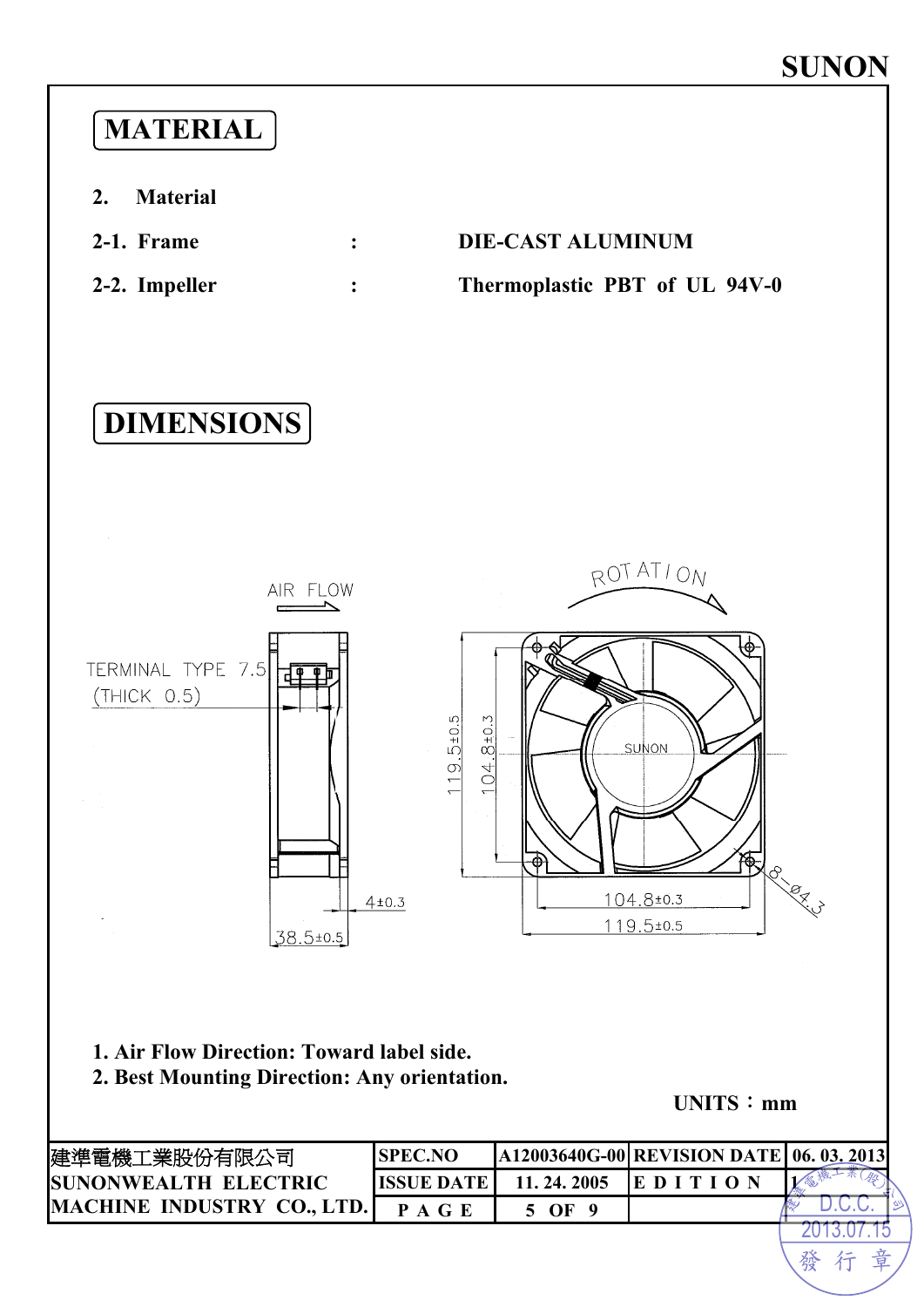SUNON

# MATERIAL

**2. Material**

**2-1. Frame : DIE-CAST ALUMINUM**

**2-2. Impeller : Thermoplastic PBT of UL 94V-0**

# DIMENSIONS

AIR FLOW

ROTATION

TERMINAL TYPE 7.5 (THICK 0.5)

119.5±0.5

104.8±0.3

SUNON

4±0.3

38.5±0.5

104.8±0.3

119.5±0.5

8-Ø4.3

**1. Air Flow Direction: Toward label side.**

**2. Best Mounting Direction: Any orientation.**

**UNITS：mm**

| 建準電機工業股份有限公司 SUNONWEALTH ELECTRIC MACHINE INDUSTRY CO., LTD. | SPEC.NO | A12003640G-00 | REVISION DATE | 06. 03. 2013 |
|---|---|---|---|---|
| | ISSUE DATE | 11. 24. 2005 | EDITION | 1 |
| | PAGE | 5 OF 9 | | |

建準電機工業(股)公司 D.C.C. 2013.07.15 發行章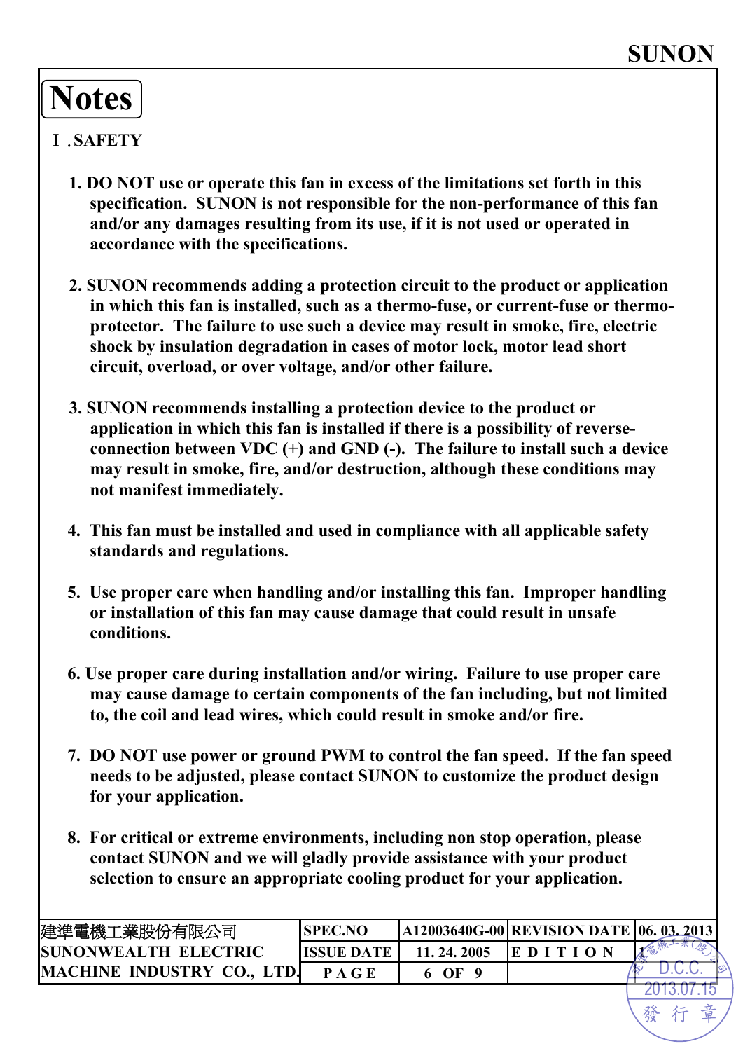# Notes

## Ⅰ.SAFETY

1. DO NOT use or operate this fan in excess of the limitations set forth in this specification. SUNON is not responsible for the non-performance of this fan and/or any damages resulting from its use, if it is not used or operated in accordance with the specifications.

2. SUNON recommends adding a protection circuit to the product or application in which this fan is installed, such as a thermo-fuse, or current-fuse or thermo-protector. The failure to use such a device may result in smoke, fire, electric shock by insulation degradation in cases of motor lock, motor lead short circuit, overload, or over voltage, and/or other failure.

3. SUNON recommends installing a protection device to the product or application in which this fan is installed if there is a possibility of reverse-connection between VDC (+) and GND (-). The failure to install such a device may result in smoke, fire, and/or destruction, although these conditions may not manifest immediately.

4. This fan must be installed and used in compliance with all applicable safety standards and regulations.

5. Use proper care when handling and/or installing this fan. Improper handling or installation of this fan may cause damage that could result in unsafe conditions.

6. Use proper care during installation and/or wiring. Failure to use proper care may cause damage to certain components of the fan including, but not limited to, the coil and lead wires, which could result in smoke and/or fire.

7. DO NOT use power or ground PWM to control the fan speed. If the fan speed needs to be adjusted, please contact SUNON to customize the product design for your application.

8. For critical or extreme environments, including non stop operation, please contact SUNON and we will gladly provide assistance with your product selection to ensure an appropriate cooling product for your application.

| 建準電機工業股份有限公司 | SPEC.NO | A12003640G-00 | REVISION DATE | 06. 03. 2013 |
|---|---|---|---|---|
| SUNONWEALTH ELECTRIC | ISSUE DATE | 11. 24. 2005 | EDITION | 1 |
| MACHINE INDUSTRY CO., LTD. | PAGE | 6 OF 9 | | |

建準電機工業(股)公司 D.C.C. 2013.07.15 發行章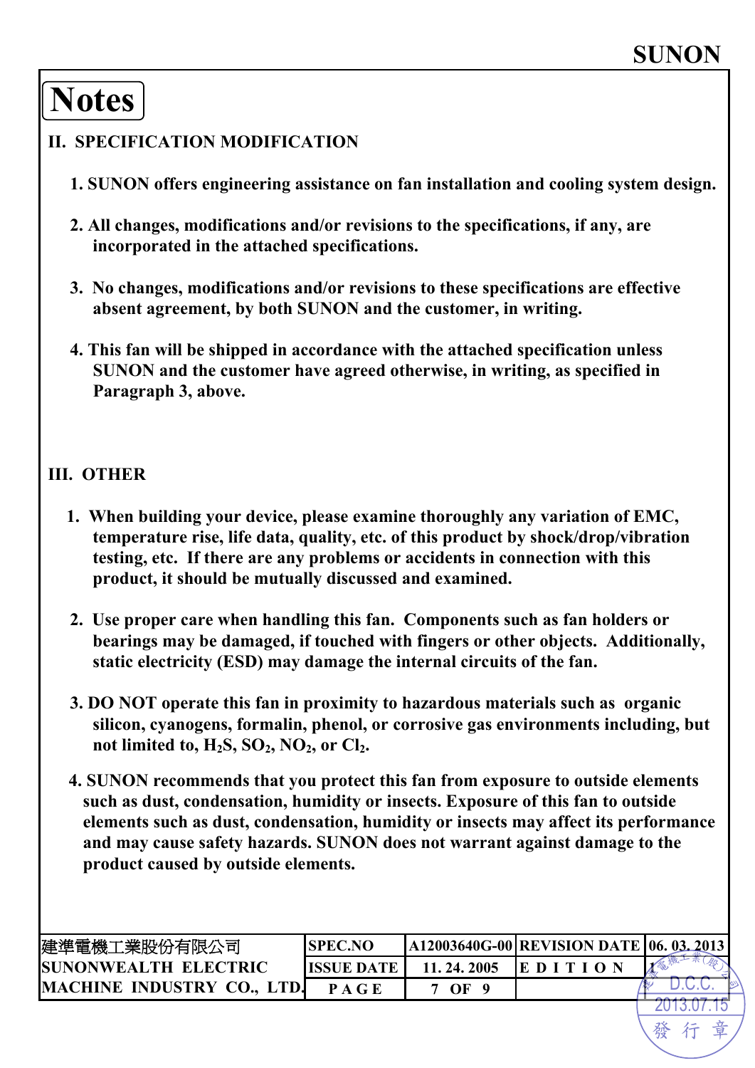# Notes

## II. SPECIFICATION MODIFICATION

1. SUNON offers engineering assistance on fan installation and cooling system design.

2. All changes, modifications and/or revisions to the specifications, if any, are incorporated in the attached specifications.

3. No changes, modifications and/or revisions to these specifications are effective absent agreement, by both SUNON and the customer, in writing.

4. This fan will be shipped in accordance with the attached specification unless SUNON and the customer have agreed otherwise, in writing, as specified in Paragraph 3, above.

## III. OTHER

1. When building your device, please examine thoroughly any variation of EMC, temperature rise, life data, quality, etc. of this product by shock/drop/vibration testing, etc. If there are any problems or accidents in connection with this product, it should be mutually discussed and examined.

2. Use proper care when handling this fan. Components such as fan holders or bearings may be damaged, if touched with fingers or other objects. Additionally, static electricity (ESD) may damage the internal circuits of the fan.

3. DO NOT operate this fan in proximity to hazardous materials such as organic silicon, cyanogens, formalin, phenol, or corrosive gas environments including, but not limited to, $H_2S$, $SO_2$, $NO_2$, or $Cl_2$.

4. SUNON recommends that you protect this fan from exposure to outside elements such as dust, condensation, humidity or insects. Exposure of this fan to outside elements such as dust, condensation, humidity or insects may affect its performance and may cause safety hazards. SUNON does not warrant against damage to the product caused by outside elements.

| 建準電機工業股份有限公司 SUNONWEALTH ELECTRIC MACHINE INDUSTRY CO., LTD. | SPEC.NO | A12003640G-00 | REVISION DATE | 06. 03. 2013 |
|---|---|---|---|---|
| | ISSUE DATE | 11. 24. 2005 | EDITION | 1 |
| | PAGE | 7 OF 9 | | |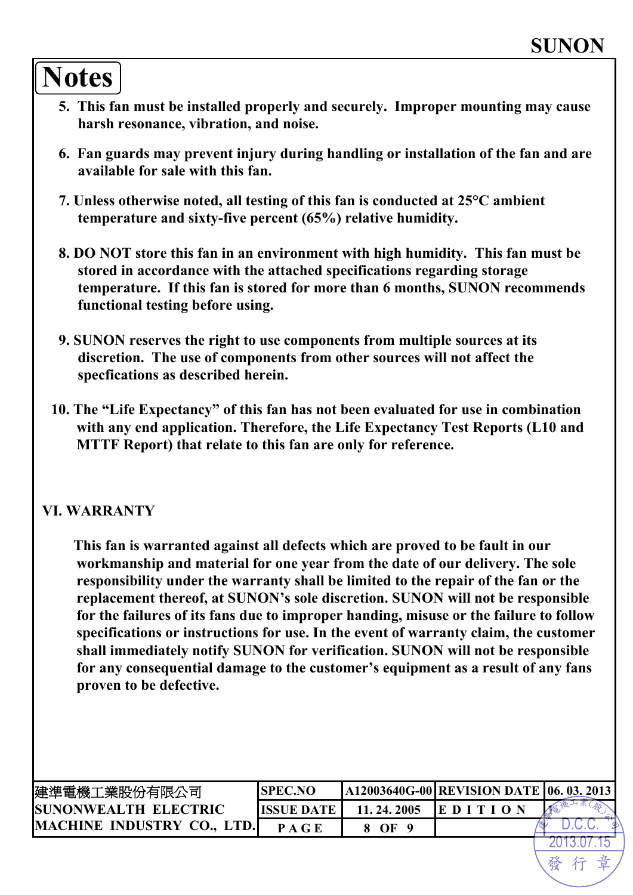## Notes

5. This fan must be installed properly and securely. Improper mounting may cause harsh resonance, vibration, and noise.

6. Fan guards may prevent injury during handling or installation of the fan and are available for sale with this fan.

7. Unless otherwise noted, all testing of this fan is conducted at 25°C ambient temperature and sixty-five percent (65%) relative humidity.

8. DO NOT store this fan in an environment with high humidity. This fan must be stored in accordance with the attached specifications regarding storage temperature. If this fan is stored for more than 6 months, SUNON recommends functional testing before using.

9. SUNON reserves the right to use components from multiple sources at its discretion. The use of components from other sources will not affect the specfications as described herein.

10. The "Life Expectancy" of this fan has not been evaluated for use in combination with any end application. Therefore, the Life Expectancy Test Reports (L10 and MTTF Report) that relate to this fan are only for reference.

### VI. WARRANTY

This fan is warranted against all defects which are proved to be fault in our workmanship and material for one year from the date of our delivery. The sole responsibility under the warranty shall be limited to the repair of the fan or the replacement thereof, at SUNON's sole discretion. SUNON will not be responsible for the failures of its fans due to improper handing, misuse or the failure to follow specifications or instructions for use. In the event of warranty claim, the customer shall immediately notify SUNON for verification. SUNON will not be responsible for any consequential damage to the customer's equipment as a result of any fans proven to be defective.

| 建準電機工業股份有限公司 SUNONWEALTH ELECTRIC MACHINE INDUSTRY CO., LTD. | SPEC.NO | A12003640G-00 | REVISION DATE | 06. 03. 2013 |
|---|---|---|---|---|
| | ISSUE DATE | 11. 24. 2005 | EDITION | |
| | PAGE | 8 OF 9 | | |

建準電機工業(股)公司 D.C.C. 2013.07.15 發行章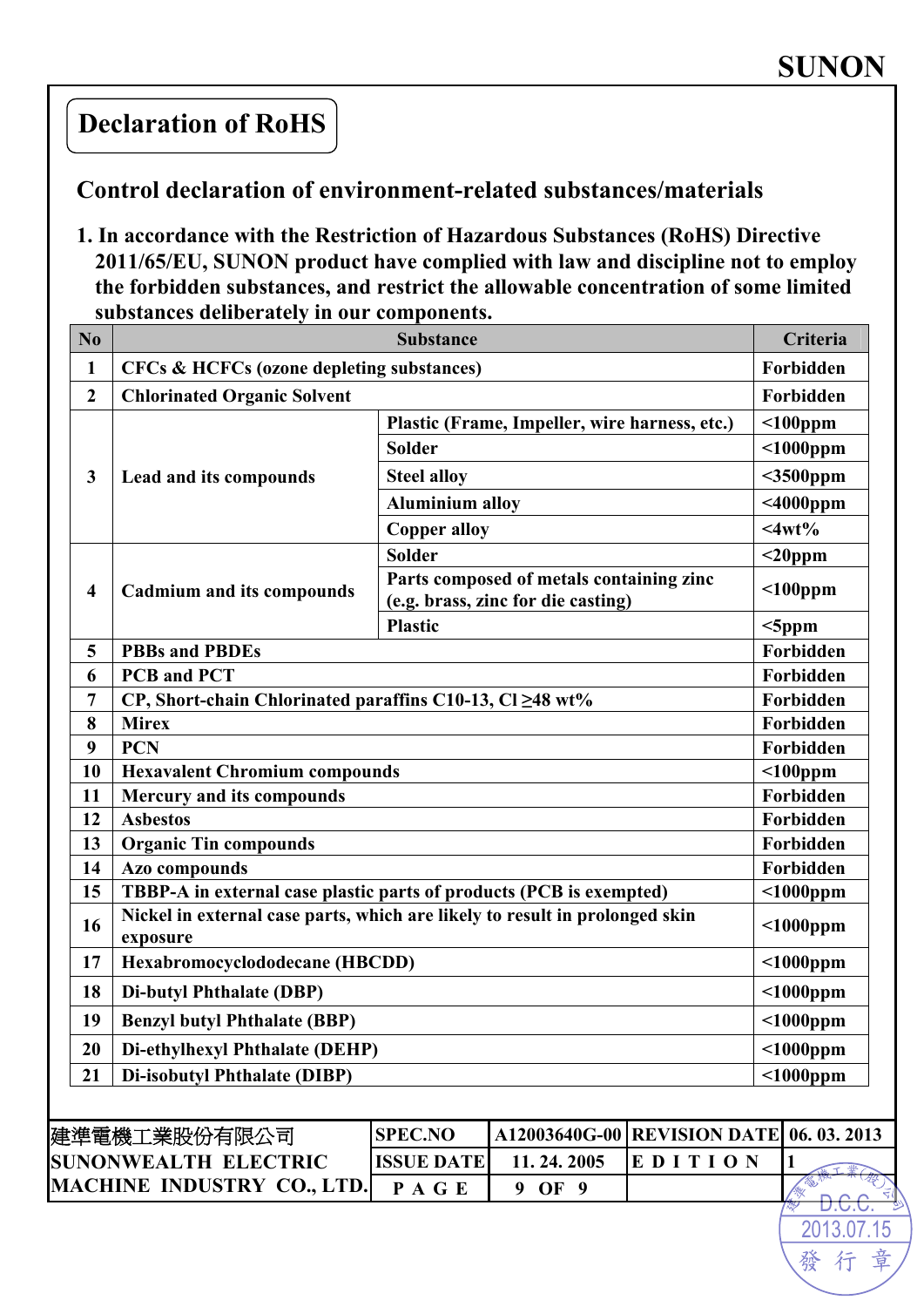# Declaration of RoHS

## Control declaration of environment-related substances/materials

1. In accordance with the Restriction of Hazardous Substances (RoHS) Directive 2011/65/EU, SUNON product have complied with law and discipline not to employ the forbidden substances, and restrict the allowable concentration of some limited substances deliberately in our components.

| No | Substance | | Criteria |
|---|---|---|---|
| 1 | CFCs & HCFCs (ozone depleting substances) | | Forbidden |
| 2 | Chlorinated Organic Solvent | | Forbidden |
| 3 | Lead and its compounds | Plastic (Frame, Impeller, wire harness, etc.) | <100ppm |
| | | Solder | <1000ppm |
| | | Steel alloy | <3500ppm |
| | | Aluminium alloy | <4000ppm |
| | | Copper alloy | <4wt% |
| 4 | Cadmium and its compounds | Solder | <20ppm |
| | | Parts composed of metals containing zinc (e.g. brass, zinc for die casting) | <100ppm |
| | | Plastic | <5ppm |
| 5 | PBBs and PBDEs | | Forbidden |
| 6 | PCB and PCT | | Forbidden |
| 7 | CP, Short-chain Chlorinated paraffins C10-13, Cl ≥48 wt% | | Forbidden |
| 8 | Mirex | | Forbidden |
| 9 | PCN | | Forbidden |
| 10 | Hexavalent Chromium compounds | | <100ppm |
| 11 | Mercury and its compounds | | Forbidden |
| 12 | Asbestos | | Forbidden |
| 13 | Organic Tin compounds | | Forbidden |
| 14 | Azo compounds | | Forbidden |
| 15 | TBBP-A in external case plastic parts of products (PCB is exempted) | | <1000ppm |
| 16 | Nickel in external case parts, which are likely to result in prolonged skin exposure | | <1000ppm |
| 17 | Hexabromocyclododecane (HBCDD) | | <1000ppm |
| 18 | Di-butyl Phthalate (DBP) | | <1000ppm |
| 19 | Benzyl butyl Phthalate (BBP) | | <1000ppm |
| 20 | Di-ethylhexyl Phthalate (DEHP) | | <1000ppm |
| 21 | Di-isobutyl Phthalate (DIBP) | | <1000ppm |

| | | | | |
|---|---|---|---|---|
| 建準電機工業股份有限公司 SUNONWEALTH ELECTRIC MACHINE INDUSTRY CO., LTD. | SPEC.NO | A12003640G-00 | REVISION DATE | 06. 03. 2013 |
| | ISSUE DATE | 11. 24. 2005 | EDITION | 1 |
| | PAGE | 9 OF 9 | | |

建準電機工業(股)公司 D.C.C. 2013.07.15 發行章